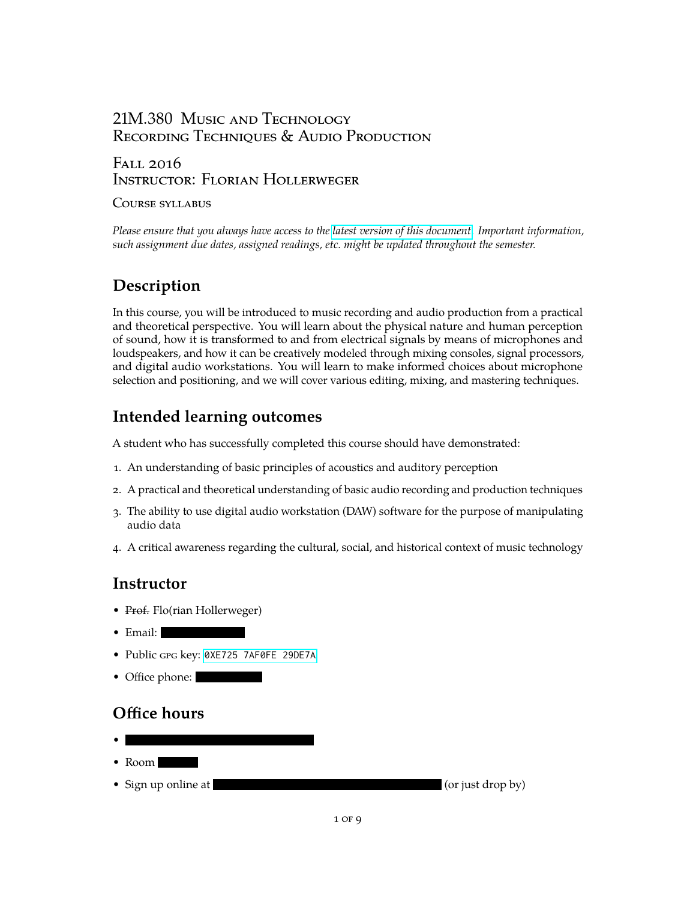# 21M.380 Music and Technology
# Recording Techniques & Audio Production

## Fall 2016
## Instructor: Florian Hollerweger

Course syllabus

*Please ensure that you always have access to the latest version of this document. Important information, such assignment due dates, assigned readings, etc. might be updated throughout the semester.*

## Description

In this course, you will be introduced to music recording and audio production from a practical and theoretical perspective. You will learn about the physical nature and human perception of sound, how it is transformed to and from electrical signals by means of microphones and loudspeakers, and how it can be creatively modeled through mixing consoles, signal processors, and digital audio workstations. You will learn to make informed choices about microphone selection and positioning, and we will cover various editing, mixing, and mastering techniques.

## Intended learning outcomes

A student who has successfully completed this course should have demonstrated:

1. An understanding of basic principles of acoustics and auditory perception
2. A practical and theoretical understanding of basic audio recording and production techniques
3. The ability to use digital audio workstation (DAW) software for the purpose of manipulating audio data
4. A critical awareness regarding the cultural, social, and historical context of music technology

## Instructor

- ~~Prof.~~ Flo(rian Hollerweger)
- Email: [redacted]
- Public GPG key: `0XE725 7AF0FE 29DE7A`
- Office phone: [redacted]

## Office hours

- [redacted]
- Room [redacted]
- Sign up online at [redacted] (or just drop by)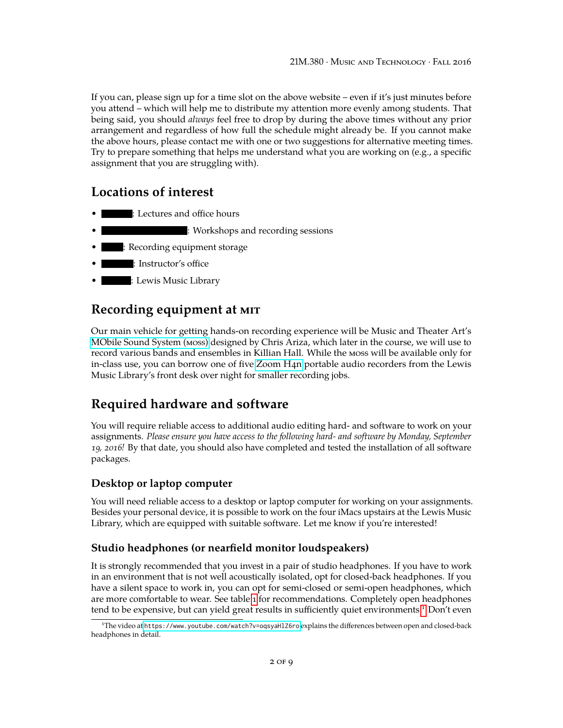If you can, please sign up for a time slot on the above website – even if it's just minutes before you attend – which will help me to distribute my attention more evenly among students. That being said, you should *always* feel free to drop by during the above times without any prior arrangement and regardless of how full the schedule might already be. If you cannot make the above hours, please contact me with one or two suggestions for alternative meeting times. Try to prepare something that helps me understand what you are working on (e.g., a specific assignment that you are struggling with).

## Locations of interest

- ██████: Lectures and office hours
- ████████████████: Workshops and recording sessions
- ████: Recording equipment storage
- ██████: Instructor's office
- ██████: Lewis Music Library

## Recording equipment at MIT

Our main vehicle for getting hands-on recording experience will be Music and Theater Art's MObile Sound System (MOSS) designed by Chris Ariza, which later in the course, we will use to record various bands and ensembles in Killian Hall. While the MOSS will be available only for in-class use, you can borrow one of five Zoom H4n portable audio recorders from the Lewis Music Library's front desk over night for smaller recording jobs.

## Required hardware and software

You will require reliable access to additional audio editing hard- and software to work on your assignments. *Please ensure you have access to the following hard- and software by Monday, September 19, 2016!* By that date, you should also have completed and tested the installation of all software packages.

### Desktop or laptop computer

You will need reliable access to a desktop or laptop computer for working on your assignments. Besides your personal device, it is possible to work on the four iMacs upstairs at the Lewis Music Library, which are equipped with suitable software. Let me know if you're interested!

### Studio headphones (or nearfield monitor loudspeakers)

It is strongly recommended that you invest in a pair of studio headphones. If you have to work in an environment that is not well acoustically isolated, opt for closed-back headphones. If you have a silent space to work in, you can opt for semi-closed or semi-open headphones, which are more comfortable to wear. See table 1 for recommendations. Completely open headphones tend to be expensive, but can yield great results in sufficiently quiet environments.[1] Don't even

[1] The video at https://www.youtube.com/watch?v=oqsyaHlZ6ro explains the differences between open and closed-back headphones in detail.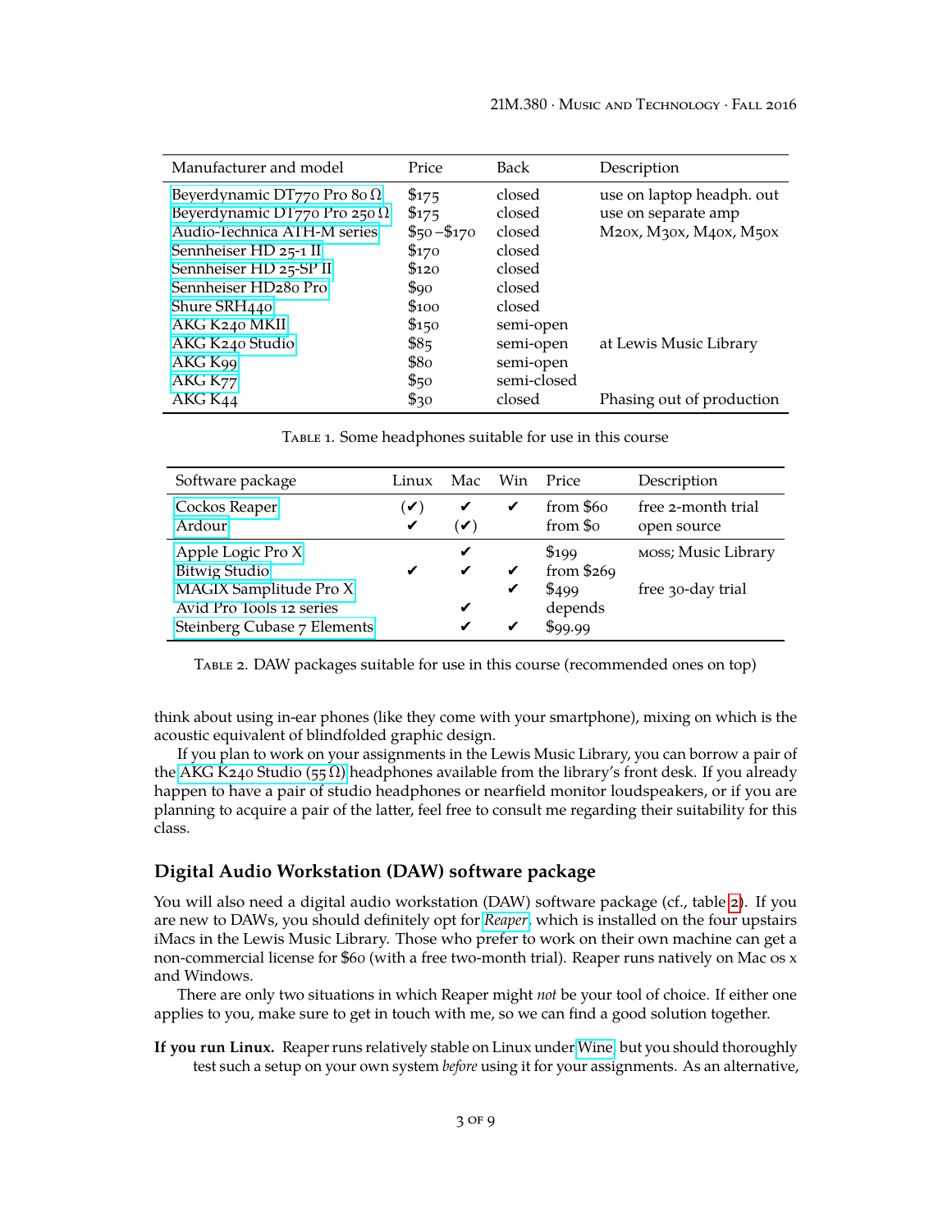| Manufacturer and model | Price | Back | Description |
|---|---|---|---|
| Beyerdynamic DT770 Pro 80 Ω | $175 | closed | use on laptop headph. out |
| Beyerdynamic DT770 Pro 250 Ω | $175 | closed | use on separate amp |
| Audio-Technica ATH-M series | $50 – $170 | closed | M20x, M30x, M40x, M50x |
| Sennheiser HD 25-1 II | $170 | closed | |
| Sennheiser HD 25-SP II | $120 | closed | |
| Sennheiser HD280 Pro | $90 | closed | |
| Shure SRH440 | $100 | closed | |
| AKG K240 MKII | $150 | semi-open | |
| AKG K240 Studio | $85 | semi-open | at Lewis Music Library |
| AKG K99 | $80 | semi-open | |
| AKG K77 | $50 | semi-closed | |
| AKG K44 | $30 | closed | Phasing out of production |

Table 1. Some headphones suitable for use in this course

| Software package | Linux | Mac | Win | Price | Description |
|---|---|---|---|---|---|
| Cockos Reaper | (✔) | ✔ | ✔ | from $60 | free 2-month trial |
| Ardour | ✔ | (✔) | | from $0 | open source |
| Apple Logic Pro X | | ✔ | | $199 | MOSS; Music Library |
| Bitwig Studio | ✔ | ✔ | ✔ | from $269 | |
| MAGIX Samplitude Pro X | | | ✔ | $499 | free 30-day trial |
| Avid Pro Tools 12 series | | ✔ | | depends | |
| Steinberg Cubase 7 Elements | | ✔ | ✔ | $99.99 | |

Table 2. DAW packages suitable for use in this course (recommended ones on top)

think about using in-ear phones (like they come with your smartphone), mixing on which is the acoustic equivalent of blindfolded graphic design.

If you plan to work on your assignments in the Lewis Music Library, you can borrow a pair of the AKG K240 Studio (55 Ω) headphones available from the library's front desk. If you already happen to have a pair of studio headphones or nearfield monitor loudspeakers, or if you are planning to acquire a pair of the latter, feel free to consult me regarding their suitability for this class.

## Digital Audio Workstation (DAW) software package

You will also need a digital audio workstation (DAW) software package (cf., table 2). If you are new to DAWs, you should definitely opt for *Reaper*, which is installed on the four upstairs iMacs in the Lewis Music Library. Those who prefer to work on their own machine can get a non-commercial license for $60 (with a free two-month trial). Reaper runs natively on Mac OS X and Windows.

There are only two situations in which Reaper might *not* be your tool of choice. If either one applies to you, make sure to get in touch with me, so we can find a good solution together.

**If you run Linux.** Reaper runs relatively stable on Linux under Wine, but you should thoroughly test such a setup on your own system *before* using it for your assignments. As an alternative,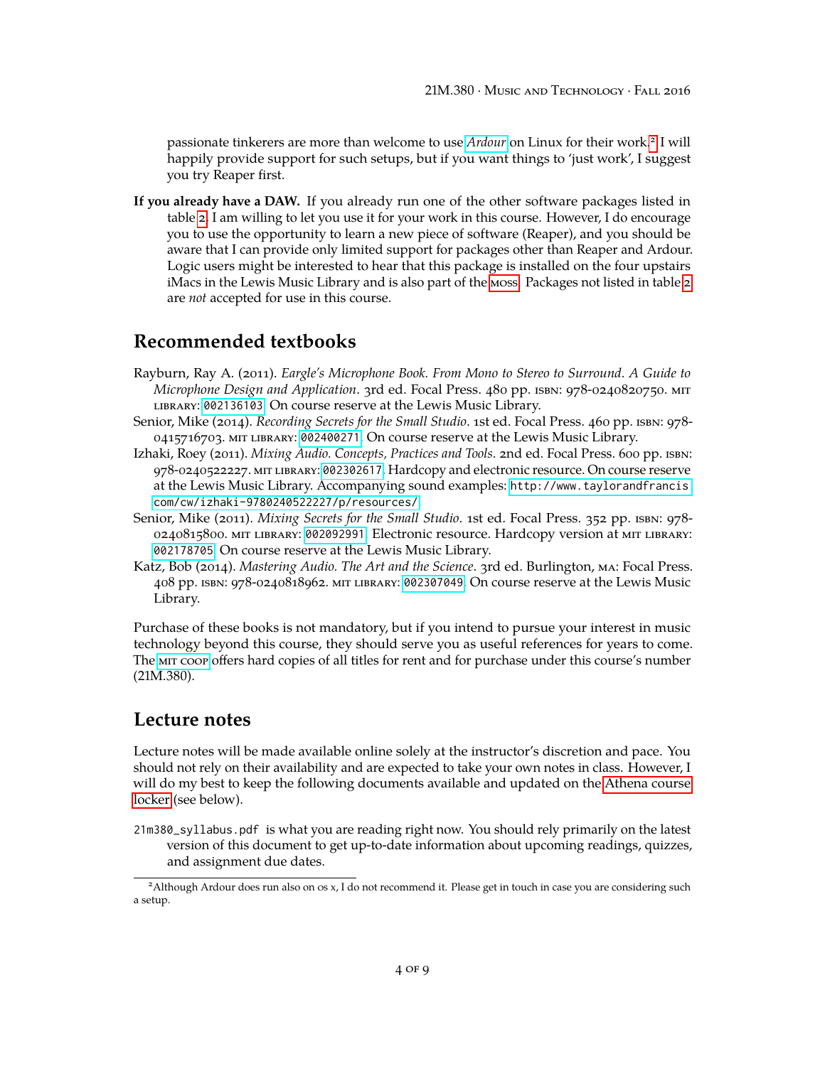passionate tinkerers are more than welcome to use *Ardour* on Linux for their work.[2] I will happily provide support for such setups, but if you want things to 'just work', I suggest you try Reaper first.

**If you already have a DAW.** If you already run one of the other software packages listed in table 2, I am willing to let you use it for your work in this course. However, I do encourage you to use the opportunity to learn a new piece of software (Reaper), and you should be aware that I can provide only limited support for packages other than Reaper and Ardour. Logic users might be interested to hear that this package is installed on the four upstairs iMacs in the Lewis Music Library and is also part of the MOSS. Packages not listed in table 2 are *not* accepted for use in this course.

## Recommended textbooks

Rayburn, Ray A. (2011). *Eargle's Microphone Book. From Mono to Stereo to Surround. A Guide to Microphone Design and Application*. 3rd ed. Focal Press. 480 pp. ISBN: 978-0240820750. MIT LIBRARY: `002136103`. On course reserve at the Lewis Music Library.

Senior, Mike (2014). *Recording Secrets for the Small Studio*. 1st ed. Focal Press. 460 pp. ISBN: 978-0415716703. MIT LIBRARY: `002400271`. On course reserve at the Lewis Music Library.

Izhaki, Roey (2011). *Mixing Audio. Concepts, Practices and Tools*. 2nd ed. Focal Press. 600 pp. ISBN: 978-0240522227. MIT LIBRARY: `002302617`. Hardcopy and electronic resource. On course reserve at the Lewis Music Library. Accompanying sound examples: `http://www.taylorandfrancis.com/cw/izhaki-9780240522227/p/resources/`.

Senior, Mike (2011). *Mixing Secrets for the Small Studio*. 1st ed. Focal Press. 352 pp. ISBN: 978-0240815800. MIT LIBRARY: `002092991`. Electronic resource. Hardcopy version at MIT LIBRARY: `002178705`. On course reserve at the Lewis Music Library.

Katz, Bob (2014). *Mastering Audio. The Art and the Science*. 3rd ed. Burlington, MA: Focal Press. 408 pp. ISBN: 978-0240818962. MIT LIBRARY: `002307049`. On course reserve at the Lewis Music Library.

Purchase of these books is not mandatory, but if you intend to pursue your interest in music technology beyond this course, they should serve you as useful references for years to come. The MIT COOP offers hard copies of all titles for rent and for purchase under this course's number (21M.380).

## Lecture notes

Lecture notes will be made available online solely at the instructor's discretion and pace. You should not rely on their availability and are expected to take your own notes in class. However, I will do my best to keep the following documents available and updated on the Athena course locker (see below).

`21m380_syllabus.pdf` is what you are reading right now. You should rely primarily on the latest version of this document to get up-to-date information about upcoming readings, quizzes, and assignment due dates.

---

[2] Although Ardour does run also on OS X, I do not recommend it. Please get in touch in case you are considering such a setup.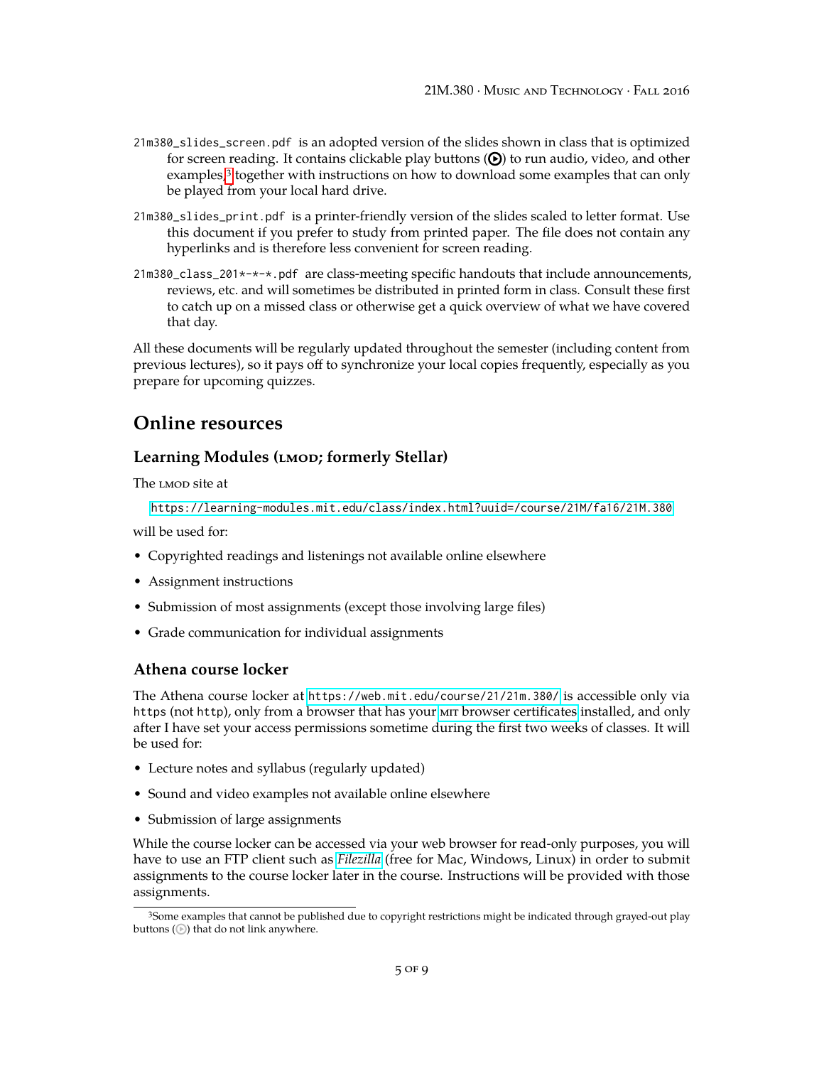`21m380_slides_screen.pdf` is an adopted version of the slides shown in class that is optimized for screen reading. It contains clickable play buttons (⏵) to run audio, video, and other examples,[3] together with instructions on how to download some examples that can only be played from your local hard drive.

`21m380_slides_print.pdf` is a printer-friendly version of the slides scaled to letter format. Use this document if you prefer to study from printed paper. The file does not contain any hyperlinks and is therefore less convenient for screen reading.

`21m380_class_201*-*-*.pdf` are class-meeting specific handouts that include announcements, reviews, etc. and will sometimes be distributed in printed form in class. Consult these first to catch up on a missed class or otherwise get a quick overview of what we have covered that day.

All these documents will be regularly updated throughout the semester (including content from previous lectures), so it pays off to synchronize your local copies frequently, especially as you prepare for upcoming quizzes.

## Online resources

### Learning Modules (LMOD; formerly Stellar)

The LMOD site at

`https://learning-modules.mit.edu/class/index.html?uuid=/course/21M/fa16/21M.380`

will be used for:

- Copyrighted readings and listenings not available online elsewhere
- Assignment instructions
- Submission of most assignments (except those involving large files)
- Grade communication for individual assignments

### Athena course locker

The Athena course locker at `https://web.mit.edu/course/21/21m.380/` is accessible only via `https` (not `http`), only from a browser that has your MIT browser certificates installed, and only after I have set your access permissions sometime during the first two weeks of classes. It will be used for:

- Lecture notes and syllabus (regularly updated)
- Sound and video examples not available online elsewhere
- Submission of large assignments

While the course locker can be accessed via your web browser for read-only purposes, you will have to use an FTP client such as *Filezilla* (free for Mac, Windows, Linux) in order to submit assignments to the course locker later in the course. Instructions will be provided with those assignments.

---

[3] Some examples that cannot be published due to copyright restrictions might be indicated through grayed-out play buttons (⏵) that do not link anywhere.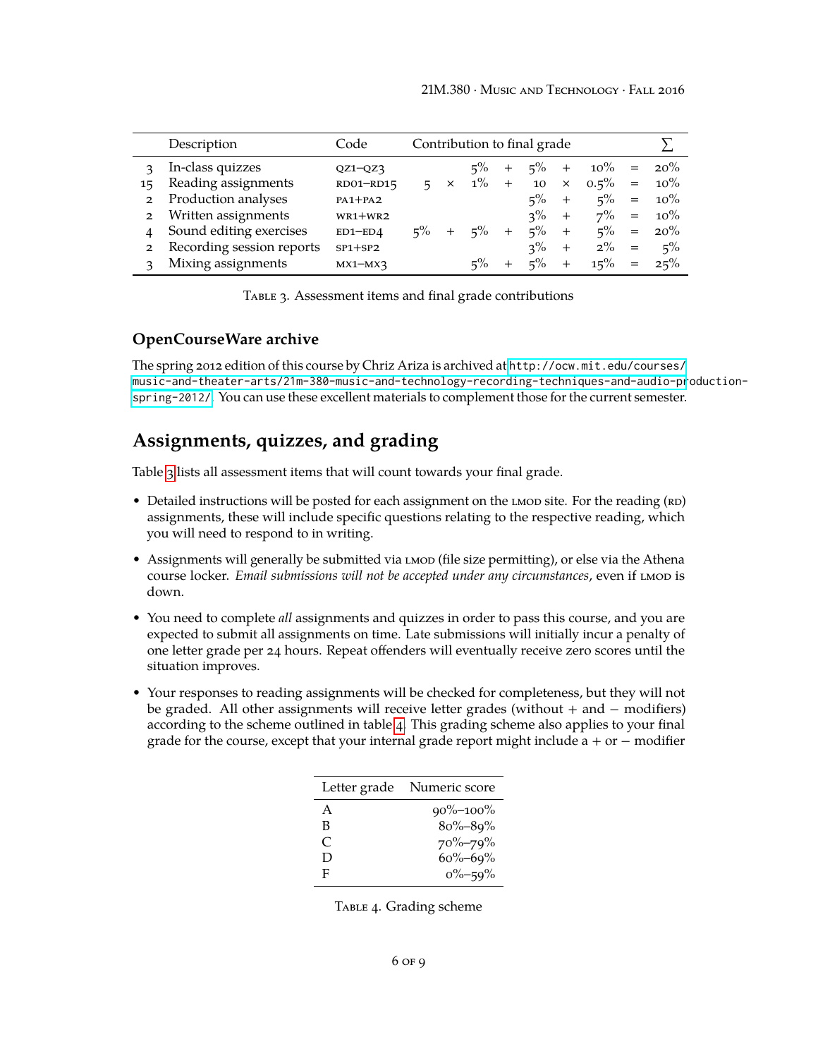| | Description | Code | Contribution to final grade | | | | | | | | | ∑ |
|---|---|---|---|---|---|---|---|---|---|---|---|---|
| 3 | In-class quizzes | QZ1–QZ3 | | | 5% | + | 5% | + | 10% | = | 20% |
| 15 | Reading assignments | RD01–RD15 | 5 | × | 1% | + | 10 | × | 0.5% | = | 10% |
| 2 | Production analyses | PA1+PA2 | | | | | 5% | + | 5% | = | 10% |
| 2 | Written assignments | WR1+WR2 | | | | | 3% | + | 7% | = | 10% |
| 4 | Sound editing exercises | ED1–ED4 | 5% | + | 5% | + | 5% | + | 5% | = | 20% |
| 2 | Recording session reports | SP1+SP2 | | | | | 3% | + | 2% | = | 5% |
| 3 | Mixing assignments | MX1–MX3 | | | 5% | + | 5% | + | 15% | = | 25% |

Table 3. Assessment items and final grade contributions

### OpenCourseWare archive

The spring 2012 edition of this course by Chriz Ariza is archived at http://ocw.mit.edu/courses/music-and-theater-arts/21m-380-music-and-technology-recording-techniques-and-audio-production-spring-2012/. You can use these excellent materials to complement those for the current semester.

## Assignments, quizzes, and grading

Table 3 lists all assessment items that will count towards your final grade.

- Detailed instructions will be posted for each assignment on the LMOD site. For the reading (RD) assignments, these will include specific questions relating to the respective reading, which you will need to respond to in writing.
- Assignments will generally be submitted via LMOD (file size permitting), or else via the Athena course locker. *Email submissions will not be accepted under any circumstances*, even if LMOD is down.
- You need to complete *all* assignments and quizzes in order to pass this course, and you are expected to submit all assignments on time. Late submissions will initially incur a penalty of one letter grade per 24 hours. Repeat offenders will eventually receive zero scores until the situation improves.
- Your responses to reading assignments will be checked for completeness, but they will not be graded. All other assignments will receive letter grades (without + and − modifiers) according to the scheme outlined in table 4. This grading scheme also applies to your final grade for the course, except that your internal grade report might include a + or − modifier

| Letter grade | Numeric score |
|---|---|
| A | 90%–100% |
| B | 80%–89% |
| C | 70%–79% |
| D | 60%–69% |
| F | 0%–59% |

Table 4. Grading scheme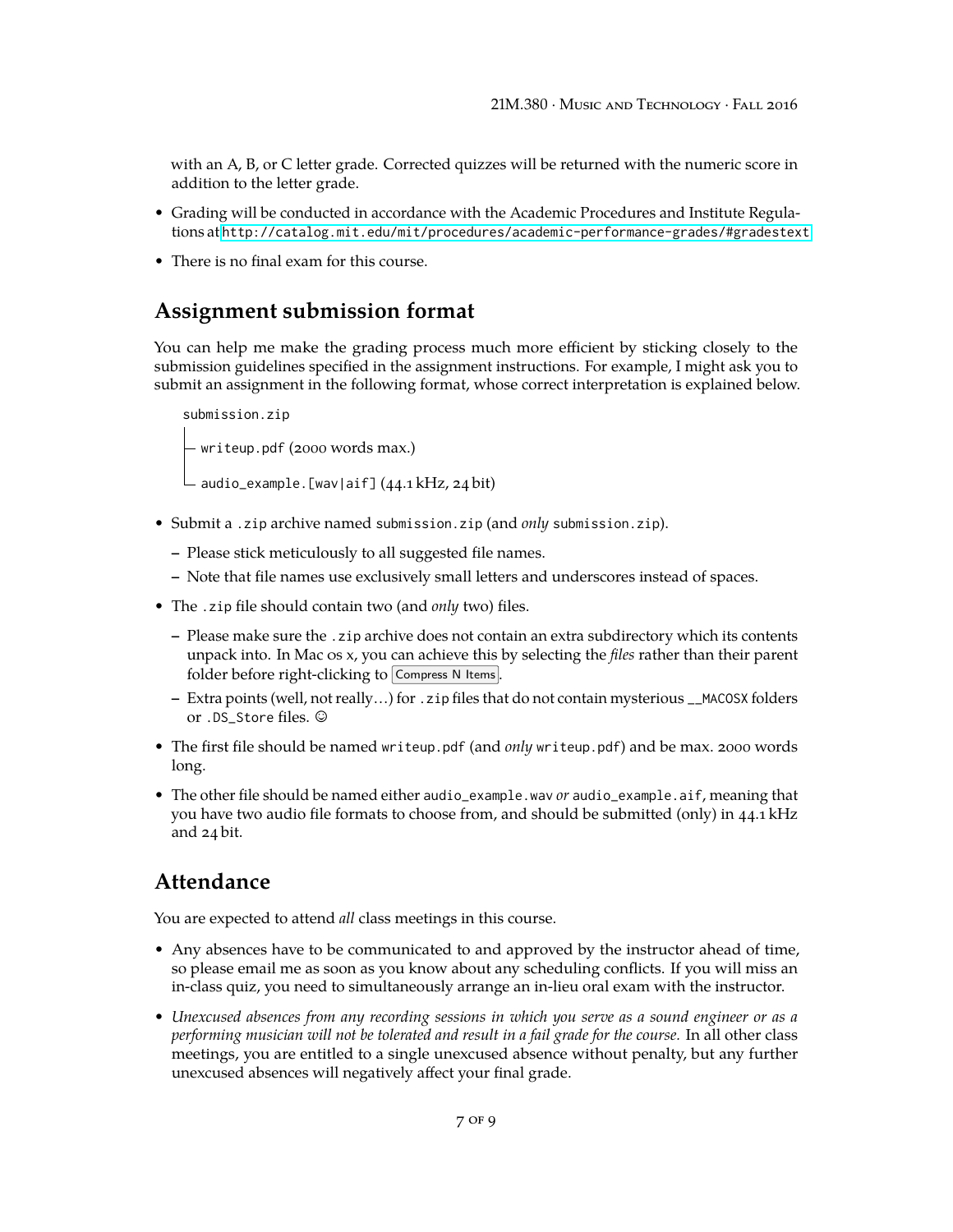with an A, B, or C letter grade. Corrected quizzes will be returned with the numeric score in addition to the letter grade.

- Grading will be conducted in accordance with the Academic Procedures and Institute Regulations at http://catalog.mit.edu/mit/procedures/academic-performance-grades/#gradestext
- There is no final exam for this course.

## Assignment submission format

You can help me make the grading process much more efficient by sticking closely to the submission guidelines specified in the assignment instructions. For example, I might ask you to submit an assignment in the following format, whose correct interpretation is explained below.

```
submission.zip
│
├─ writeup.pdf (2000 words max.)
│
└─ audio_example.[wav|aif] (44.1 kHz, 24 bit)
```

- Submit a `.zip` archive named `submission.zip` (and *only* `submission.zip`).
  - Please stick meticulously to all suggested file names.
  - Note that file names use exclusively small letters and underscores instead of spaces.
- The `.zip` file should contain two (and *only* two) files.
  - Please make sure the `.zip` archive does not contain an extra subdirectory which its contents unpack into. In Mac OS X, you can achieve this by selecting the *files* rather than their parent folder before right-clicking to Compress N Items.
  - Extra points (well, not really…) for `.zip` files that do not contain mysterious `__MACOSX` folders or `.DS_Store` files. ☺
- The first file should be named `writeup.pdf` (and *only* `writeup.pdf`) and be max. 2000 words long.
- The other file should be named either `audio_example.wav` *or* `audio_example.aif`, meaning that you have two audio file formats to choose from, and should be submitted (only) in 44.1 kHz and 24 bit.

## Attendance

You are expected to attend *all* class meetings in this course.

- Any absences have to be communicated to and approved by the instructor ahead of time, so please email me as soon as you know about any scheduling conflicts. If you will miss an in-class quiz, you need to simultaneously arrange an in-lieu oral exam with the instructor.
- *Unexcused absences from any recording sessions in which you serve as a sound engineer or as a performing musician will not be tolerated and result in a fail grade for the course.* In all other class meetings, you are entitled to a single unexcused absence without penalty, but any further unexcused absences will negatively affect your final grade.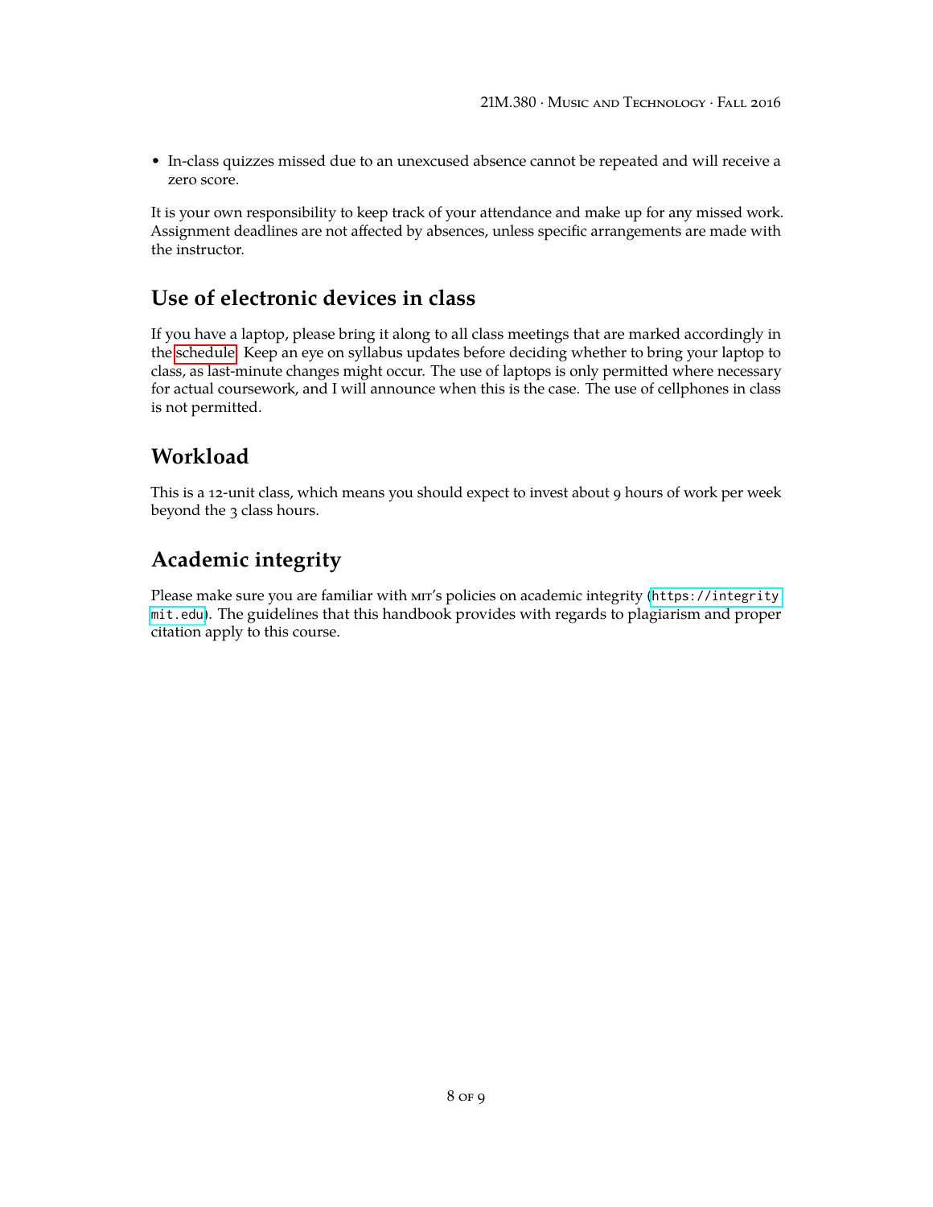- In-class quizzes missed due to an unexcused absence cannot be repeated and will receive a zero score.

It is your own responsibility to keep track of your attendance and make up for any missed work. Assignment deadlines are not affected by absences, unless specific arrangements are made with the instructor.

## Use of electronic devices in class

If you have a laptop, please bring it along to all class meetings that are marked accordingly in the schedule. Keep an eye on syllabus updates before deciding whether to bring your laptop to class, as last-minute changes might occur. The use of laptops is only permitted where necessary for actual coursework, and I will announce when this is the case. The use of cellphones in class is not permitted.

## Workload

This is a 12-unit class, which means you should expect to invest about 9 hours of work per week beyond the 3 class hours.

## Academic integrity

Please make sure you are familiar with MIT's policies on academic integrity (`https://integrity.mit.edu`). The guidelines that this handbook provides with regards to plagiarism and proper citation apply to this course.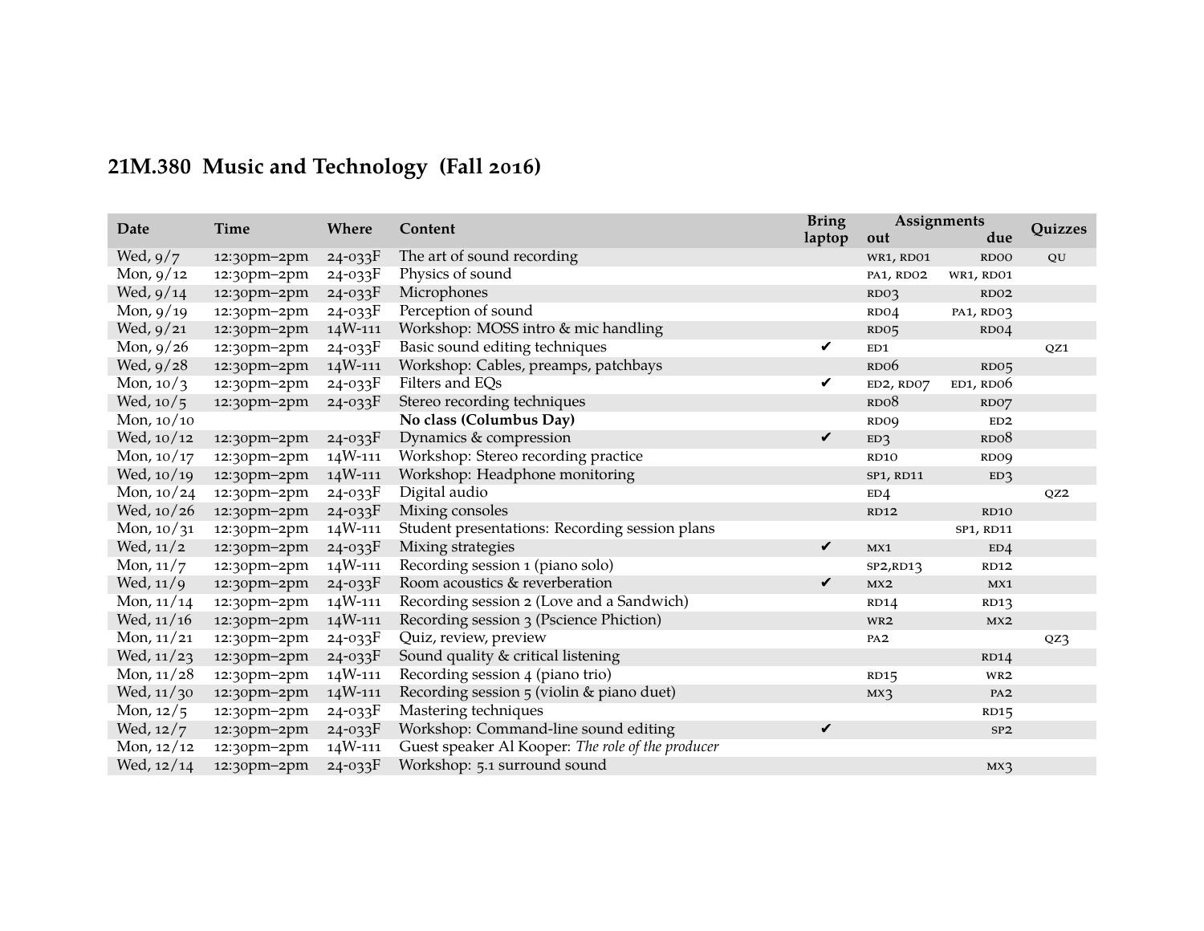## 21M.380 Music and Technology (Fall 2016)

| Date | Time | Where | Content | Bring laptop | Assignments out | Assignments due | Quizzes |
|---|---|---|---|---|---|---|---|
| Wed, 9/7 | 12:30pm–2pm | 24-033F | The art of sound recording | | WR1, RD01 | RD00 | QU |
| Mon, 9/12 | 12:30pm–2pm | 24-033F | Physics of sound | | PA1, RD02 | WR1, RD01 | |
| Wed, 9/14 | 12:30pm–2pm | 24-033F | Microphones | | RD03 | RD02 | |
| Mon, 9/19 | 12:30pm–2pm | 24-033F | Perception of sound | | RD04 | PA1, RD03 | |
| Wed, 9/21 | 12:30pm–2pm | 14W-111 | Workshop: MOSS intro & mic handling | | RD05 | RD04 | |
| Mon, 9/26 | 12:30pm–2pm | 24-033F | Basic sound editing techniques | ✔ | ED1 | | QZ1 |
| Wed, 9/28 | 12:30pm–2pm | 14W-111 | Workshop: Cables, preamps, patchbays | | RD06 | RD05 | |
| Mon, 10/3 | 12:30pm–2pm | 24-033F | Filters and EQs | ✔ | ED2, RD07 | ED1, RD06 | |
| Wed, 10/5 | 12:30pm–2pm | 24-033F | Stereo recording techniques | | RD08 | RD07 | |
| Mon, 10/10 | | | **No class (Columbus Day)** | | RD09 | ED2 | |
| Wed, 10/12 | 12:30pm–2pm | 24-033F | Dynamics & compression | ✔ | ED3 | RD08 | |
| Mon, 10/17 | 12:30pm–2pm | 14W-111 | Workshop: Stereo recording practice | | RD10 | RD09 | |
| Wed, 10/19 | 12:30pm–2pm | 14W-111 | Workshop: Headphone monitoring | | SP1, RD11 | ED3 | |
| Mon, 10/24 | 12:30pm–2pm | 24-033F | Digital audio | | ED4 | | QZ2 |
| Wed, 10/26 | 12:30pm–2pm | 24-033F | Mixing consoles | | RD12 | RD10 | |
| Mon, 10/31 | 12:30pm–2pm | 14W-111 | Student presentations: Recording session plans | | | SP1, RD11 | |
| Wed, 11/2 | 12:30pm–2pm | 24-033F | Mixing strategies | ✔ | MX1 | ED4 | |
| Mon, 11/7 | 12:30pm–2pm | 14W-111 | Recording session 1 (piano solo) | | SP2,RD13 | RD12 | |
| Wed, 11/9 | 12:30pm–2pm | 24-033F | Room acoustics & reverberation | ✔ | MX2 | MX1 | |
| Mon, 11/14 | 12:30pm–2pm | 14W-111 | Recording session 2 (Love and a Sandwich) | | RD14 | RD13 | |
| Wed, 11/16 | 12:30pm–2pm | 14W-111 | Recording session 3 (Pscience Phiction) | | WR2 | MX2 | |
| Mon, 11/21 | 12:30pm–2pm | 24-033F | Quiz, review, preview | | PA2 | | QZ3 |
| Wed, 11/23 | 12:30pm–2pm | 24-033F | Sound quality & critical listening | | | RD14 | |
| Mon, 11/28 | 12:30pm–2pm | 14W-111 | Recording session 4 (piano trio) | | RD15 | WR2 | |
| Wed, 11/30 | 12:30pm–2pm | 14W-111 | Recording session 5 (violin & piano duet) | | MX3 | PA2 | |
| Mon, 12/5 | 12:30pm–2pm | 24-033F | Mastering techniques | | | RD15 | |
| Wed, 12/7 | 12:30pm–2pm | 24-033F | Workshop: Command-line sound editing | ✔ | | SP2 | |
| Mon, 12/12 | 12:30pm–2pm | 14W-111 | Guest speaker Al Kooper: *The role of the producer* | | | | |
| Wed, 12/14 | 12:30pm–2pm | 24-033F | Workshop: 5.1 surround sound | | | MX3 | |